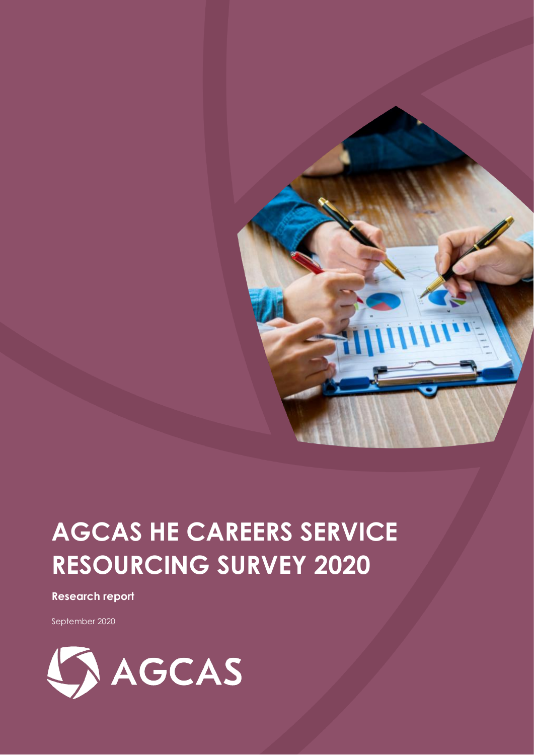# AGCAS HE CAREERS SERVICE RESOURCING SURVEY 2020

**Research report**

September 2020

AGCAS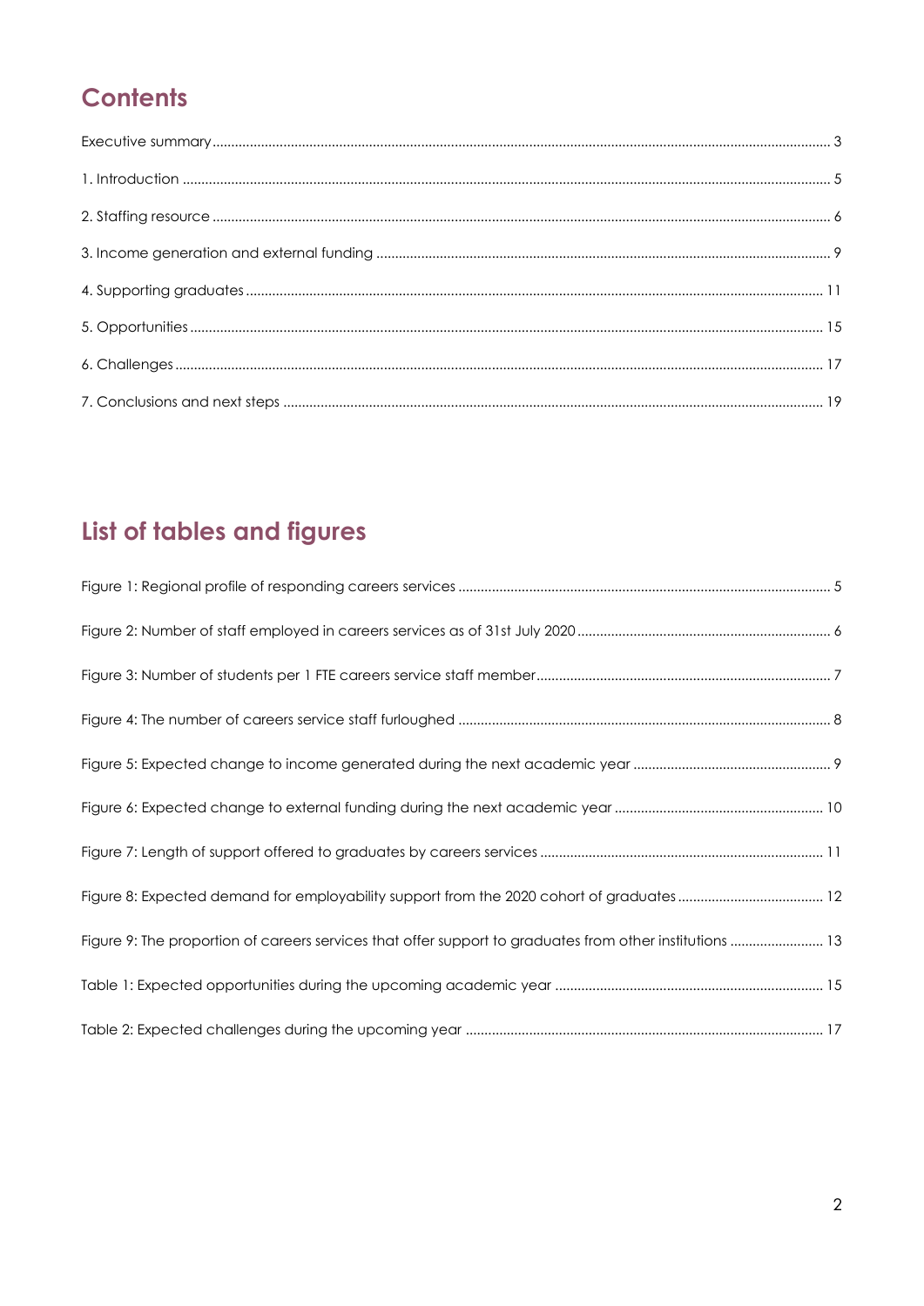## Contents

Executive summary ... 3

1. Introduction ... 5

2. Staffing resource ... 6

3. Income generation and external funding ... 9

4. Supporting graduates ... 11

5. Opportunities ... 15

6. Challenges ... 17

7. Conclusions and next steps ... 19

## List of tables and figures

Figure 1: Regional profile of responding careers services ... 5

Figure 2: Number of staff employed in careers services as of 31st July 2020 ... 6

Figure 3: Number of students per 1 FTE careers service staff member ... 7

Figure 4: The number of careers service staff furloughed ... 8

Figure 5: Expected change to income generated during the next academic year ... 9

Figure 6: Expected change to external funding during the next academic year ... 10

Figure 7: Length of support offered to graduates by careers services ... 11

Figure 8: Expected demand for employability support from the 2020 cohort of graduates ... 12

Figure 9: The proportion of careers services that offer support to graduates from other institutions ... 13

Table 1: Expected opportunities during the upcoming academic year ... 15

Table 2: Expected challenges during the upcoming year ... 17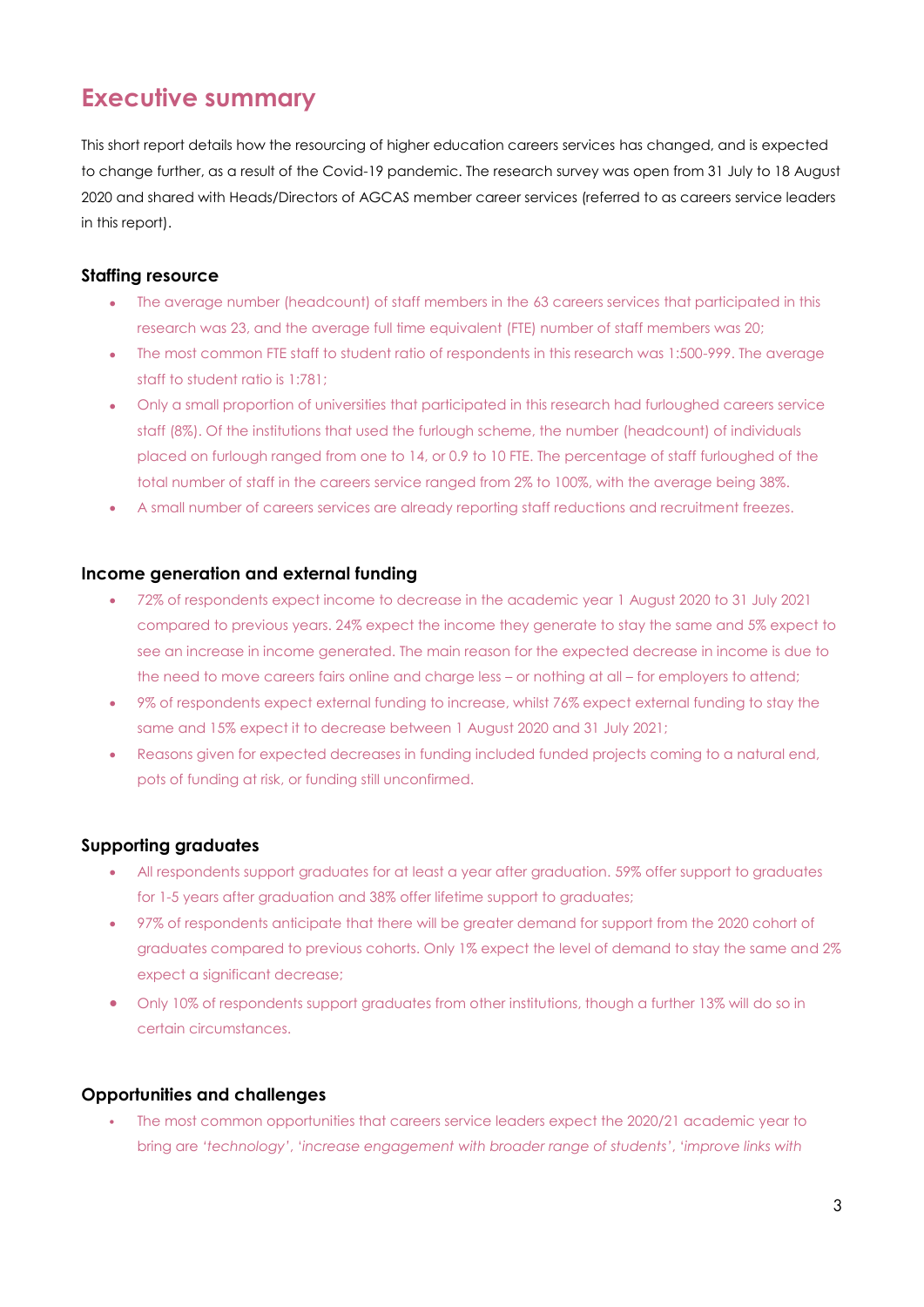# Executive summary

This short report details how the resourcing of higher education careers services has changed, and is expected to change further, as a result of the Covid-19 pandemic. The research survey was open from 31 July to 18 August 2020 and shared with Heads/Directors of AGCAS member career services (referred to as careers service leaders in this report).

### Staffing resource

- The average number (headcount) of staff members in the 63 careers services that participated in this research was 23, and the average full time equivalent (FTE) number of staff members was 20;
- The most common FTE staff to student ratio of respondents in this research was 1:500-999. The average staff to student ratio is 1:781;
- Only a small proportion of universities that participated in this research had furloughed careers service staff (8%). Of the institutions that used the furlough scheme, the number (headcount) of individuals placed on furlough ranged from one to 14, or 0.9 to 10 FTE. The percentage of staff furloughed of the total number of staff in the careers service ranged from 2% to 100%, with the average being 38%.
- A small number of careers services are already reporting staff reductions and recruitment freezes.

### Income generation and external funding

- 72% of respondents expect income to decrease in the academic year 1 August 2020 to 31 July 2021 compared to previous years. 24% expect the income they generate to stay the same and 5% expect to see an increase in income generated. The main reason for the expected decrease in income is due to the need to move careers fairs online and charge less – or nothing at all – for employers to attend;
- 9% of respondents expect external funding to increase, whilst 76% expect external funding to stay the same and 15% expect it to decrease between 1 August 2020 and 31 July 2021;
- Reasons given for expected decreases in funding included funded projects coming to a natural end, pots of funding at risk, or funding still unconfirmed.

### Supporting graduates

- All respondents support graduates for at least a year after graduation. 59% offer support to graduates for 1-5 years after graduation and 38% offer lifetime support to graduates;
- 97% of respondents anticipate that there will be greater demand for support from the 2020 cohort of graduates compared to previous cohorts. Only 1% expect the level of demand to stay the same and 2% expect a significant decrease;
- Only 10% of respondents support graduates from other institutions, though a further 13% will do so in certain circumstances.

### Opportunities and challenges

- The most common opportunities that careers service leaders expect the 2020/21 academic year to bring are *'technology'*, *'increase engagement with broader range of students'*, *'improve links with*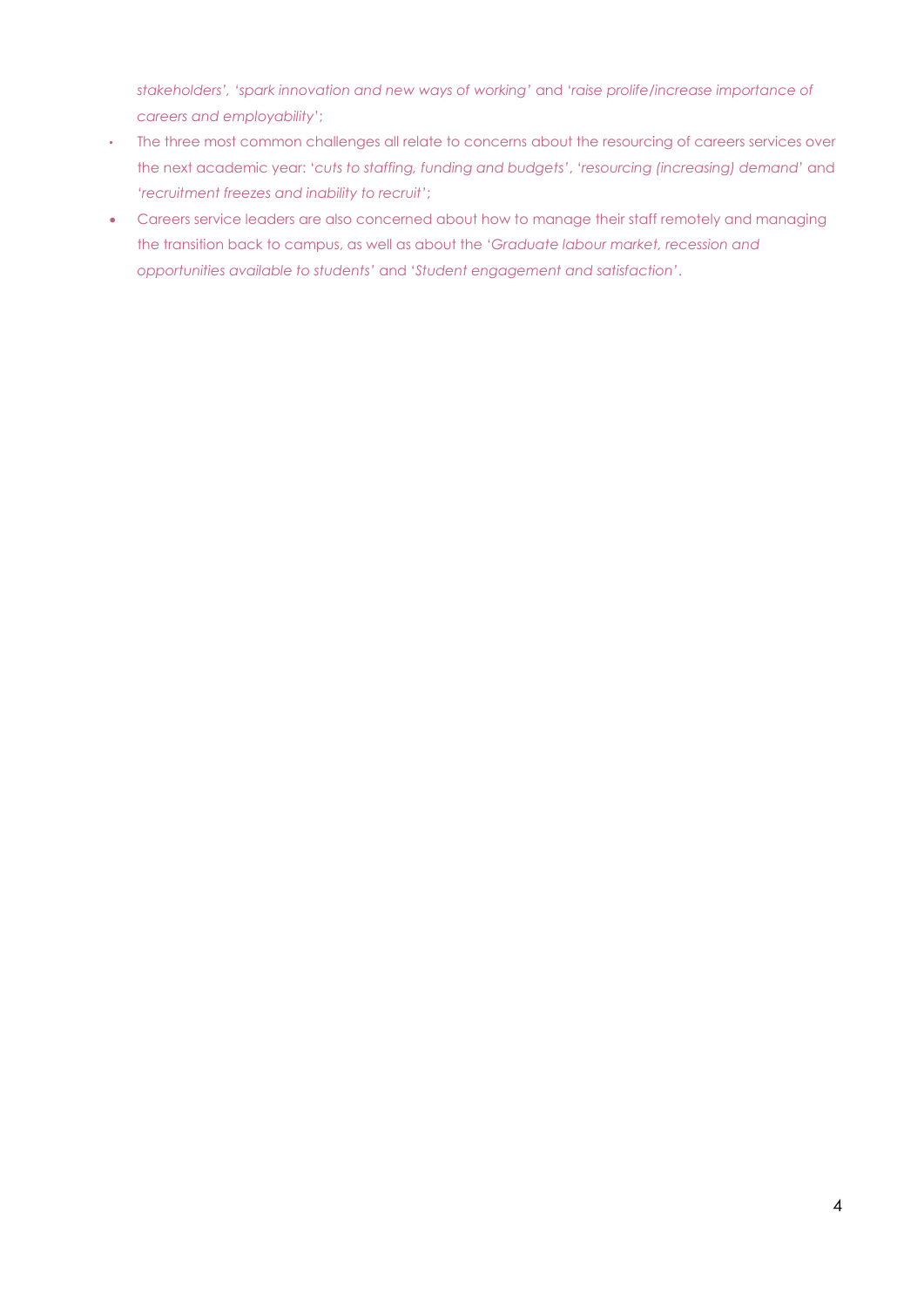*stakeholders', 'spark innovation and new ways of working'* and *'raise prolife/increase importance of careers and employability';*

- The three most common challenges all relate to concerns about the resourcing of careers services over the next academic year: *'cuts to staffing, funding and budgets', 'resourcing (increasing) demand'* and *'recruitment freezes and inability to recruit';*
- Careers service leaders are also concerned about how to manage their staff remotely and managing the transition back to campus, as well as about the *'Graduate labour market, recession and opportunities available to students'* and *'Student engagement and satisfaction'*.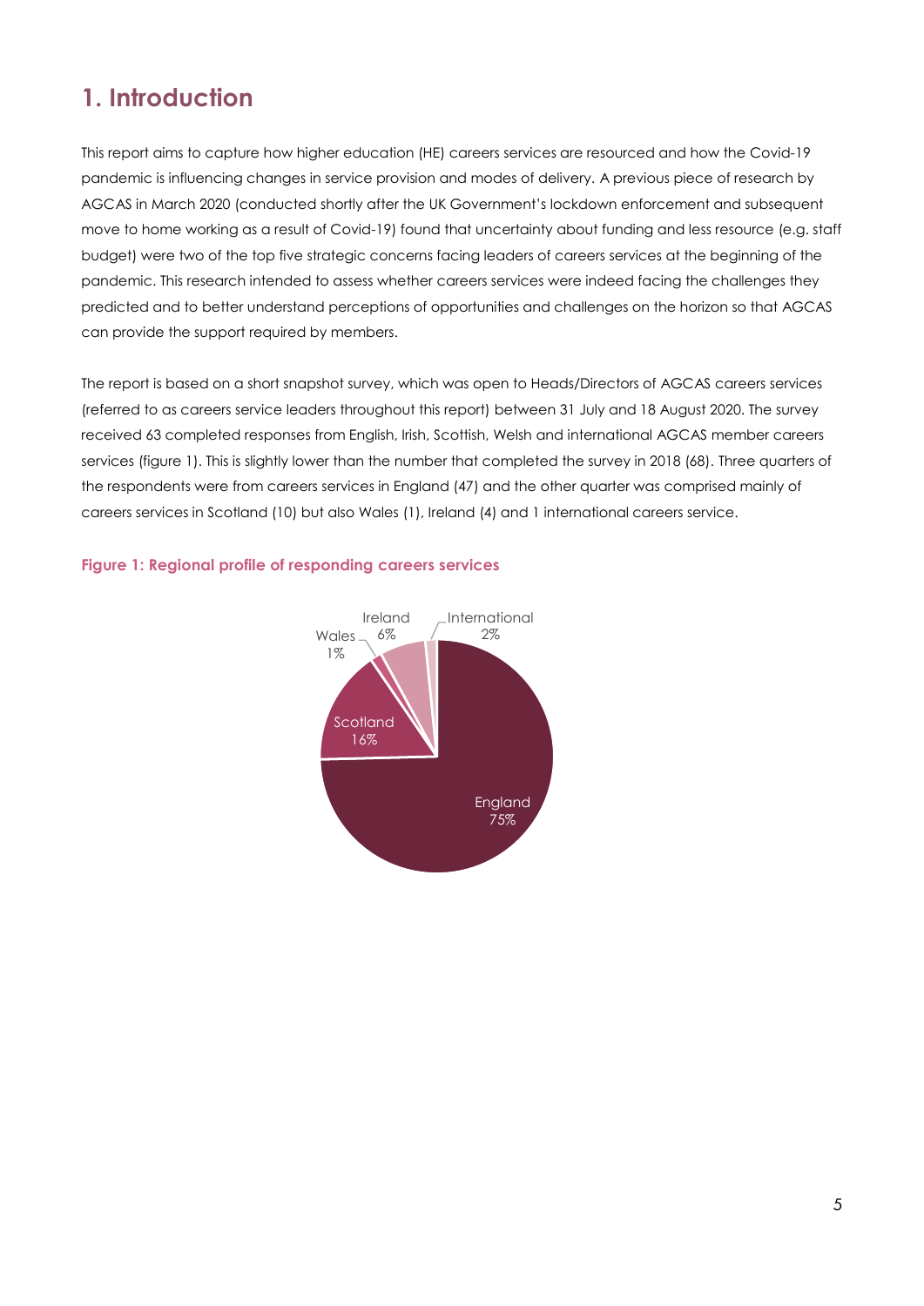# 1. Introduction

This report aims to capture how higher education (HE) careers services are resourced and how the Covid-19 pandemic is influencing changes in service provision and modes of delivery. A previous piece of research by AGCAS in March 2020 (conducted shortly after the UK Government's lockdown enforcement and subsequent move to home working as a result of Covid-19) found that uncertainty about funding and less resource (e.g. staff budget) were two of the top five strategic concerns facing leaders of careers services at the beginning of the pandemic. This research intended to assess whether careers services were indeed facing the challenges they predicted and to better understand perceptions of opportunities and challenges on the horizon so that AGCAS can provide the support required by members.

The report is based on a short snapshot survey, which was open to Heads/Directors of AGCAS careers services (referred to as careers service leaders throughout this report) between 31 July and 18 August 2020. The survey received 63 completed responses from English, Irish, Scottish, Welsh and international AGCAS member careers services (figure 1). This is slightly lower than the number that completed the survey in 2018 (68). Three quarters of the respondents were from careers services in England (47) and the other quarter was comprised mainly of careers services in Scotland (10) but also Wales (1), Ireland (4) and 1 international careers service.

**Figure 1: Regional profile of responding careers services**

| Region | Percentage |
|---|---|
| England | 75% |
| Scotland | 16% |
| Wales | 1% |
| Ireland | 6% |
| International | 2% |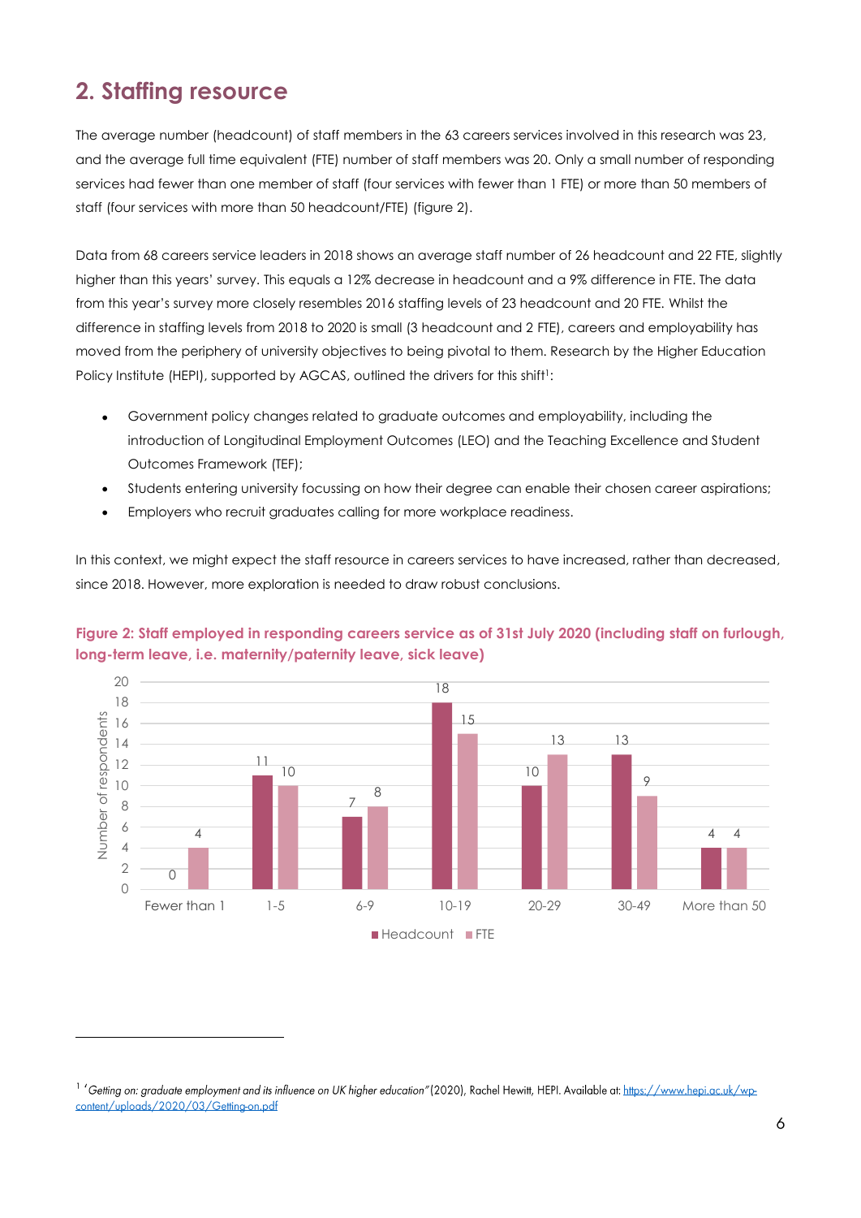## 2. Staffing resource

The average number (headcount) of staff members in the 63 careers services involved in this research was 23, and the average full time equivalent (FTE) number of staff members was 20. Only a small number of responding services had fewer than one member of staff (four services with fewer than 1 FTE) or more than 50 members of staff (four services with more than 50 headcount/FTE) (figure 2).

Data from 68 careers service leaders in 2018 shows an average staff number of 26 headcount and 22 FTE, slightly higher than this years' survey. This equals a 12% decrease in headcount and a 9% difference in FTE. The data from this year's survey more closely resembles 2016 staffing levels of 23 headcount and 20 FTE. Whilst the difference in staffing levels from 2018 to 2020 is small (3 headcount and 2 FTE), careers and employability has moved from the periphery of university objectives to being pivotal to them. Research by the Higher Education Policy Institute (HEPI), supported by AGCAS, outlined the drivers for this shift[1]:

- Government policy changes related to graduate outcomes and employability, including the introduction of Longitudinal Employment Outcomes (LEO) and the Teaching Excellence and Student Outcomes Framework (TEF);
- Students entering university focussing on how their degree can enable their chosen career aspirations;
- Employers who recruit graduates calling for more workplace readiness.

In this context, we might expect the staff resource in careers services to have increased, rather than decreased, since 2018. However, more exploration is needed to draw robust conclusions.

**Figure 2: Staff employed in responding careers service as of 31st July 2020 (including staff on furlough, long-term leave, i.e. maternity/paternity leave, sick leave)**

| Number of staff | Headcount | FTE |
|---|---|---|
| Fewer than 1 | 0 | 4 |
| 1-5 | 11 | 10 |
| 6-9 | 7 | 8 |
| 10-19 | 18 | 15 |
| 20-29 | 10 | 13 |
| 30-49 | 13 | 9 |
| More than 50 | 4 | 4 |

*(Y-axis: Number of respondents)*

---

[1] *'Getting on: graduate employment and its influence on UK higher education"* (2020), Rachel Hewitt, HEPI. Available at: https://www.hepi.ac.uk/wp-content/uploads/2020/03/Getting-on.pdf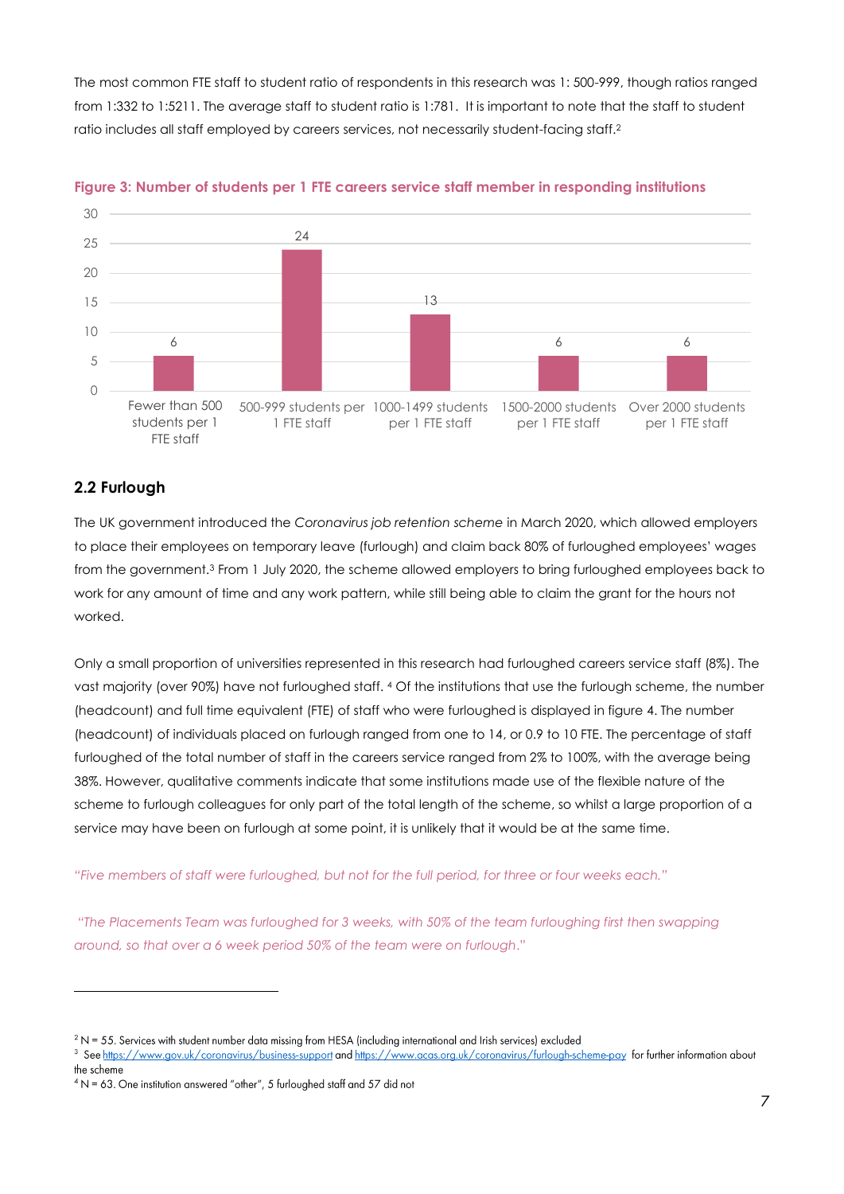The most common FTE staff to student ratio of respondents in this research was 1: 500-999, though ratios ranged from 1:332 to 1:5211. The average staff to student ratio is 1:781. It is important to note that the staff to student ratio includes all staff employed by careers services, not necessarily student-facing staff.[2]

**Figure 3: Number of students per 1 FTE careers service staff member in responding institutions**

| Category | Number |
|---|---|
| Fewer than 500 students per 1 FTE staff | 6 |
| 500-999 students per 1 FTE staff | 24 |
| 1000-1499 students per 1 FTE staff | 13 |
| 1500-2000 students per 1 FTE staff | 6 |
| Over 2000 students per 1 FTE staff | 6 |

## 2.2 Furlough

The UK government introduced the *Coronavirus job retention scheme* in March 2020, which allowed employers to place their employees on temporary leave (furlough) and claim back 80% of furloughed employees' wages from the government.[3] From 1 July 2020, the scheme allowed employers to bring furloughed employees back to work for any amount of time and any work pattern, while still being able to claim the grant for the hours not worked.

Only a small proportion of universities represented in this research had furloughed careers service staff (8%). The vast majority (over 90%) have not furloughed staff. [4] Of the institutions that use the furlough scheme, the number (headcount) and full time equivalent (FTE) of staff who were furloughed is displayed in figure 4. The number (headcount) of individuals placed on furlough ranged from one to 14, or 0.9 to 10 FTE. The percentage of staff furloughed of the total number of staff in the careers service ranged from 2% to 100%, with the average being 38%. However, qualitative comments indicate that some institutions made use of the flexible nature of the scheme to furlough colleagues for only part of the total length of the scheme, so whilst a large proportion of a service may have been on furlough at some point, it is unlikely that it would be at the same time.

*"Five members of staff were furloughed, but not for the full period, for three or four weeks each."*

*"The Placements Team was furloughed for 3 weeks, with 50% of the team furloughing first then swapping around, so that over a 6 week period 50% of the team were on furlough."*

---

[2] N = 55. Services with student number data missing from HESA (including international and Irish services) excluded

[3] See https://www.gov.uk/coronavirus/business-support and https://www.acas.org.uk/coronavirus/furlough-scheme-pay for further information about the scheme

[4] N = 63. One institution answered "other", 5 furloughed staff and 57 did not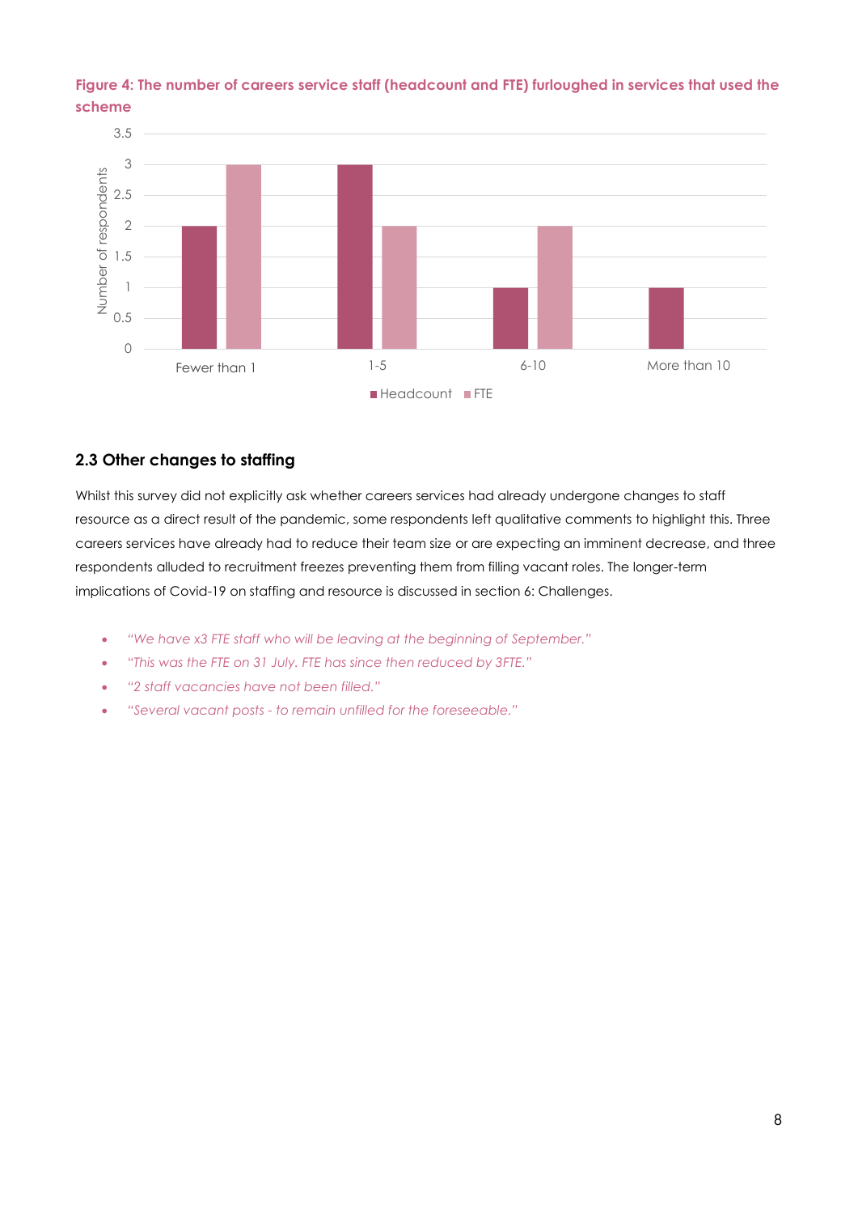**Figure 4: The number of careers service staff (headcount and FTE) furloughed in services that used the scheme**

| | Headcount | FTE |
|---|---|---|
| Fewer than 1 | 2 | 3 |
| 1-5 | 3 | 2 |
| 6-10 | 1 | 2 |
| More than 10 | 1 | |

## 2.3 Other changes to staffing

Whilst this survey did not explicitly ask whether careers services had already undergone changes to staff resource as a direct result of the pandemic, some respondents left qualitative comments to highlight this. Three careers services have already had to reduce their team size or are expecting an imminent decrease, and three respondents alluded to recruitment freezes preventing them from filling vacant roles. The longer-term implications of Covid-19 on staffing and resource is discussed in section 6: Challenges.

- *"We have x3 FTE staff who will be leaving at the beginning of September."*
- *"This was the FTE on 31 July. FTE has since then reduced by 3FTE."*
- *"2 staff vacancies have not been filled."*
- *"Several vacant posts - to remain unfilled for the foreseeable."*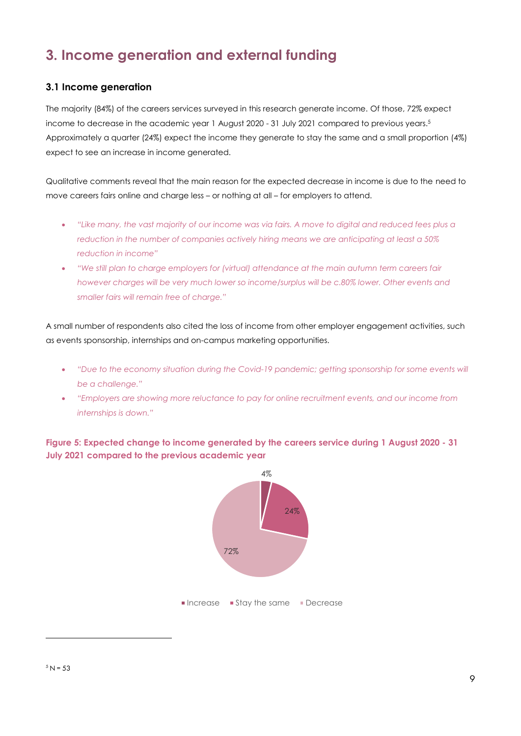# 3. Income generation and external funding

## 3.1 Income generation

The majority (84%) of the careers services surveyed in this research generate income. Of those, 72% expect income to decrease in the academic year 1 August 2020 - 31 July 2021 compared to previous years.[5] Approximately a quarter (24%) expect the income they generate to stay the same and a small proportion (4%) expect to see an increase in income generated.

Qualitative comments reveal that the main reason for the expected decrease in income is due to the need to move careers fairs online and charge less – or nothing at all – for employers to attend.

- *"Like many, the vast majority of our income was via fairs. A move to digital and reduced fees plus a reduction in the number of companies actively hiring means we are anticipating at least a 50% reduction in income"*
- *"We still plan to charge employers for (virtual) attendance at the main autumn term careers fair however charges will be very much lower so income/surplus will be c.80% lower. Other events and smaller fairs will remain free of charge."*

A small number of respondents also cited the loss of income from other employer engagement activities, such as events sponsorship, internships and on-campus marketing opportunities.

- *"Due to the economy situation during the Covid-19 pandemic; getting sponsorship for some events will be a challenge."*
- *"Employers are showing more reluctance to pay for online recruitment events, and our income from internships is down."*

**Figure 5: Expected change to income generated by the careers service during 1 August 2020 - 31 July 2021 compared to the previous academic year**

| Expected change | Percentage |
|---|---|
| Increase | 4% |
| Stay the same | 24% |
| Decrease | 72% |

[5] N = 53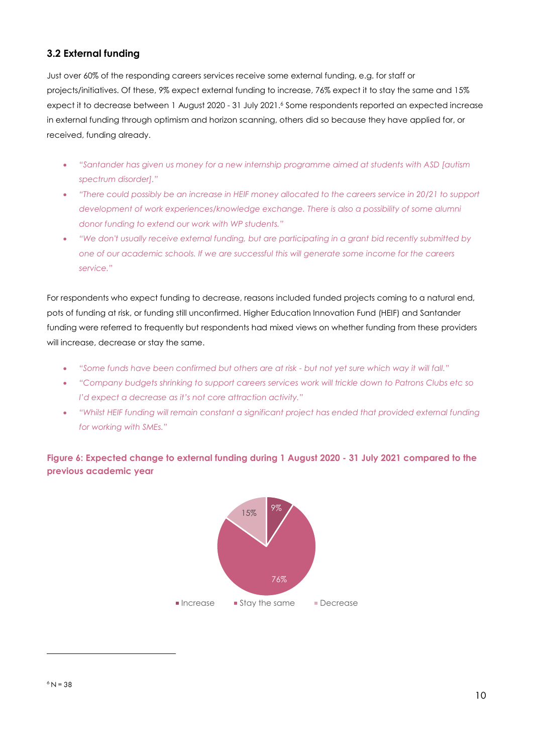### 3.2 External funding

Just over 60% of the responding careers services receive some external funding, e.g. for staff or projects/initiatives. Of these, 9% expect external funding to increase, 76% expect it to stay the same and 15% expect it to decrease between 1 August 2020 - 31 July 2021.[6] Some respondents reported an expected increase in external funding through optimism and horizon scanning, others did so because they have applied for, or received, funding already.

- *"Santander has given us money for a new internship programme aimed at students with ASD [autism spectrum disorder]."*
- *"There could possibly be an increase in HEIF money allocated to the careers service in 20/21 to support development of work experiences/knowledge exchange. There is also a possibility of some alumni donor funding to extend our work with WP students."*
- *"We don't usually receive external funding, but are participating in a grant bid recently submitted by one of our academic schools. If we are successful this will generate some income for the careers service."*

For respondents who expect funding to decrease, reasons included funded projects coming to a natural end, pots of funding at risk, or funding still unconfirmed. Higher Education Innovation Fund (HEIF) and Santander funding were referred to frequently but respondents had mixed views on whether funding from these providers will increase, decrease or stay the same.

- *"Some funds have been confirmed but others are at risk - but not yet sure which way it will fall."*
- *"Company budgets shrinking to support careers services work will trickle down to Patrons Clubs etc so I'd expect a decrease as it's not core attraction activity."*
- *"Whilst HEIF funding will remain constant a significant project has ended that provided external funding for working with SMEs."*

**Figure 6: Expected change to external funding during 1 August 2020 - 31 July 2021 compared to the previous academic year**

| Expected change | % |
|---|---|
| Increase | 9% |
| Stay the same | 76% |
| Decrease | 15% |

[6] N = 38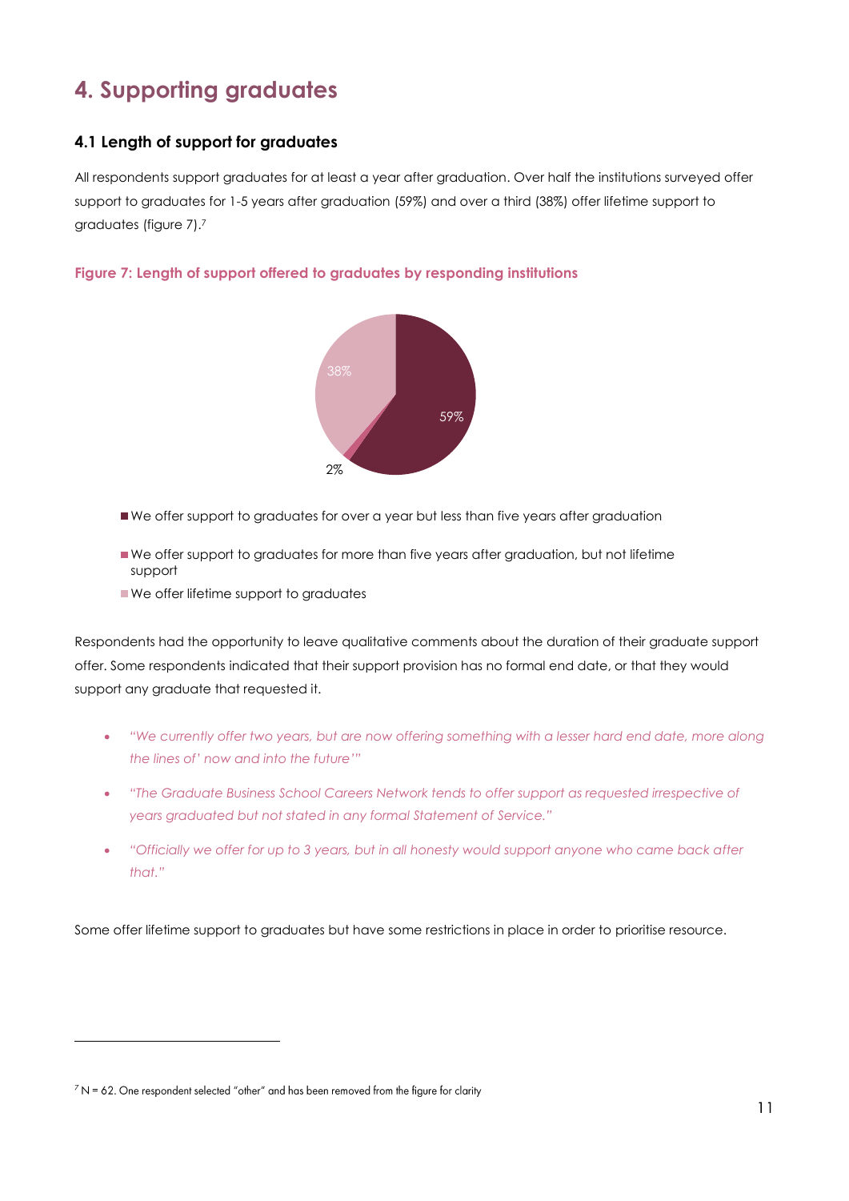# 4. Supporting graduates

### 4.1 Length of support for graduates

All respondents support graduates for at least a year after graduation. Over half the institutions surveyed offer support to graduates for 1-5 years after graduation (59%) and over a third (38%) offer lifetime support to graduates (figure 7).[7]

**Figure 7: Length of support offered to graduates by responding institutions**

38%

59%

2%

- We offer support to graduates for over a year but less than five years after graduation
- We offer support to graduates for more than five years after graduation, but not lifetime support
- We offer lifetime support to graduates

Respondents had the opportunity to leave qualitative comments about the duration of their graduate support offer. Some respondents indicated that their support provision has no formal end date, or that they would support any graduate that requested it.

- *"We currently offer two years, but are now offering something with a lesser hard end date, more along the lines of' now and into the future'"*
- *"The Graduate Business School Careers Network tends to offer support as requested irrespective of years graduated but not stated in any formal Statement of Service."*
- *"Officially we offer for up to 3 years, but in all honesty would support anyone who came back after that."*

Some offer lifetime support to graduates but have some restrictions in place in order to prioritise resource.

---

[7] N = 62. One respondent selected "other" and has been removed from the figure for clarity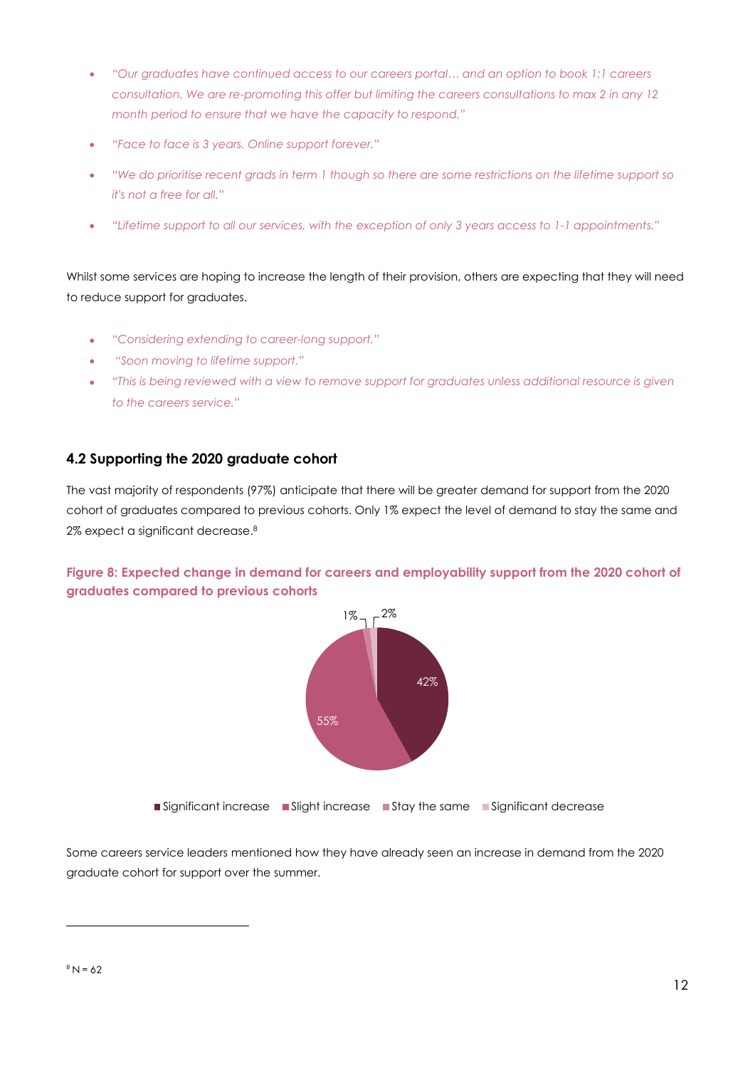- *"Our graduates have continued access to our careers portal… and an option to book 1:1 careers consultation. We are re-promoting this offer but limiting the careers consultations to max 2 in any 12 month period to ensure that we have the capacity to respond."*
- *"Face to face is 3 years. Online support forever."*
- *"We do prioritise recent grads in term 1 though so there are some restrictions on the lifetime support so it's not a free for all."*
- *"Lifetime support to all our services, with the exception of only 3 years access to 1-1 appointments."*

Whilst some services are hoping to increase the length of their provision, others are expecting that they will need to reduce support for graduates.

- *"Considering extending to career-long support."*
- *"Soon moving to lifetime support."*
- *"This is being reviewed with a view to remove support for graduates unless additional resource is given to the careers service."*

### 4.2 Supporting the 2020 graduate cohort

The vast majority of respondents (97%) anticipate that there will be greater demand for support from the 2020 cohort of graduates compared to previous cohorts. Only 1% expect the level of demand to stay the same and 2% expect a significant decrease.[8]

**Figure 8: Expected change in demand for careers and employability support from the 2020 cohort of graduates compared to previous cohorts**

| Expected change | % |
| --- | --- |
| Significant increase | 42% |
| Slight increase | 55% |
| Stay the same | 1% |
| Significant decrease | 2% |

Some careers service leaders mentioned how they have already seen an increase in demand from the 2020 graduate cohort for support over the summer.

[8] N = 62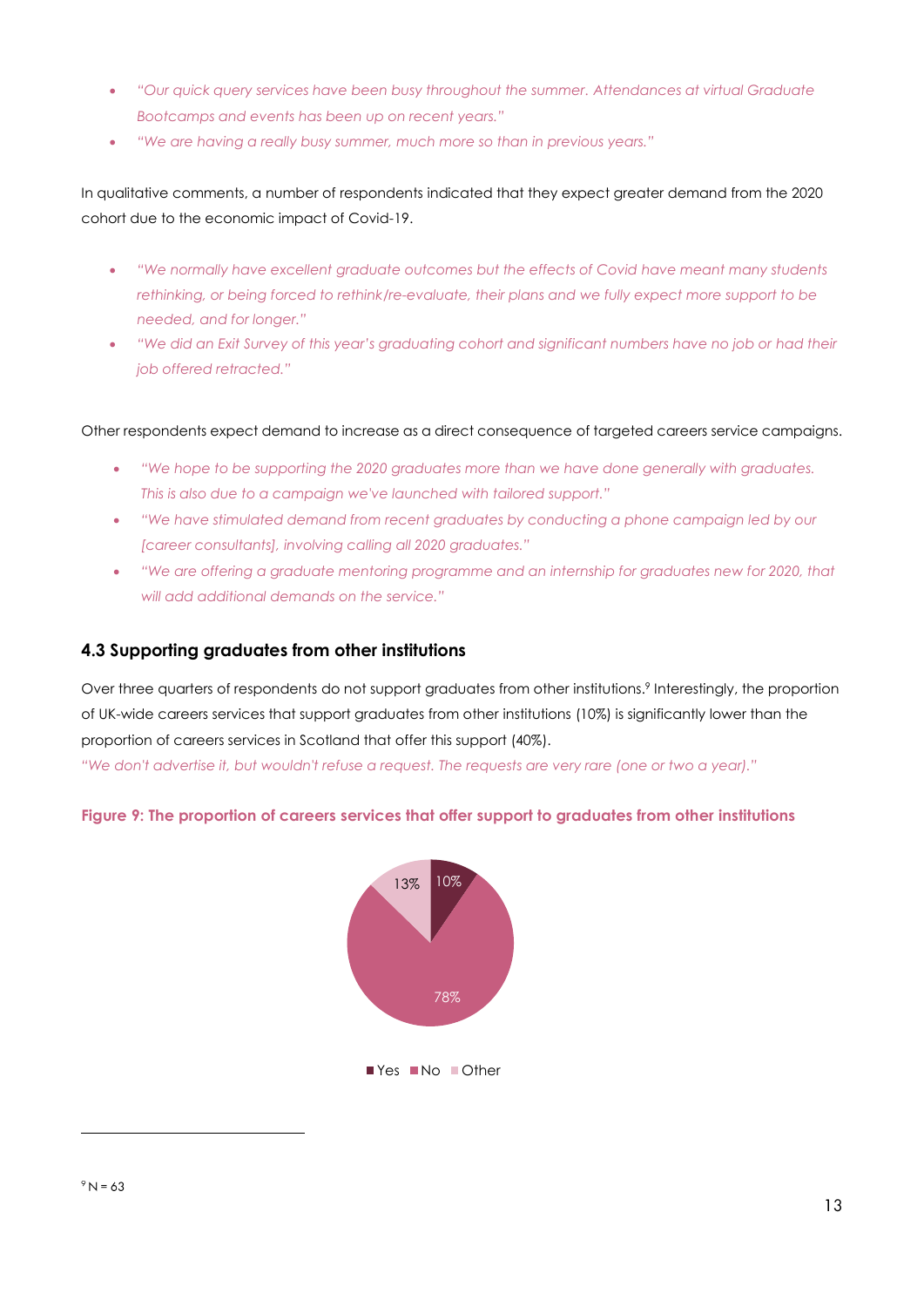- *"Our quick query services have been busy throughout the summer. Attendances at virtual Graduate Bootcamps and events has been up on recent years."*
- *"We are having a really busy summer, much more so than in previous years."*

In qualitative comments, a number of respondents indicated that they expect greater demand from the 2020 cohort due to the economic impact of Covid-19.

- *"We normally have excellent graduate outcomes but the effects of Covid have meant many students rethinking, or being forced to rethink/re-evaluate, their plans and we fully expect more support to be needed, and for longer."*
- *"We did an Exit Survey of this year's graduating cohort and significant numbers have no job or had their job offered retracted."*

Other respondents expect demand to increase as a direct consequence of targeted careers service campaigns.

- *"We hope to be supporting the 2020 graduates more than we have done generally with graduates. This is also due to a campaign we've launched with tailored support."*
- *"We have stimulated demand from recent graduates by conducting a phone campaign led by our [career consultants], involving calling all 2020 graduates."*
- *"We are offering a graduate mentoring programme and an internship for graduates new for 2020, that will add additional demands on the service."*

### 4.3 Supporting graduates from other institutions

Over three quarters of respondents do not support graduates from other institutions.[9] Interestingly, the proportion of UK-wide careers services that support graduates from other institutions (10%) is significantly lower than the proportion of careers services in Scotland that offer this support (40%).

*"We don't advertise it, but wouldn't refuse a request. The requests are very rare (one or two a year)."*

**Figure 9: The proportion of careers services that offer support to graduates from other institutions**

| Response | Proportion |
|---|---|
| Yes | 10% |
| No | 78% |
| Other | 13% |

[9] N = 63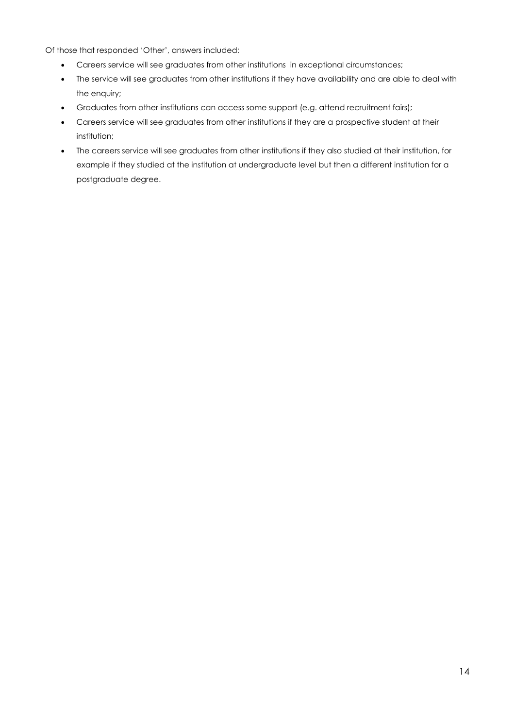Of those that responded 'Other', answers included:

- Careers service will see graduates from other institutions in exceptional circumstances;
- The service will see graduates from other institutions if they have availability and are able to deal with the enquiry;
- Graduates from other institutions can access some support (e.g. attend recruitment fairs);
- Careers service will see graduates from other institutions if they are a prospective student at their institution;
- The careers service will see graduates from other institutions if they also studied at their institution, for example if they studied at the institution at undergraduate level but then a different institution for a postgraduate degree.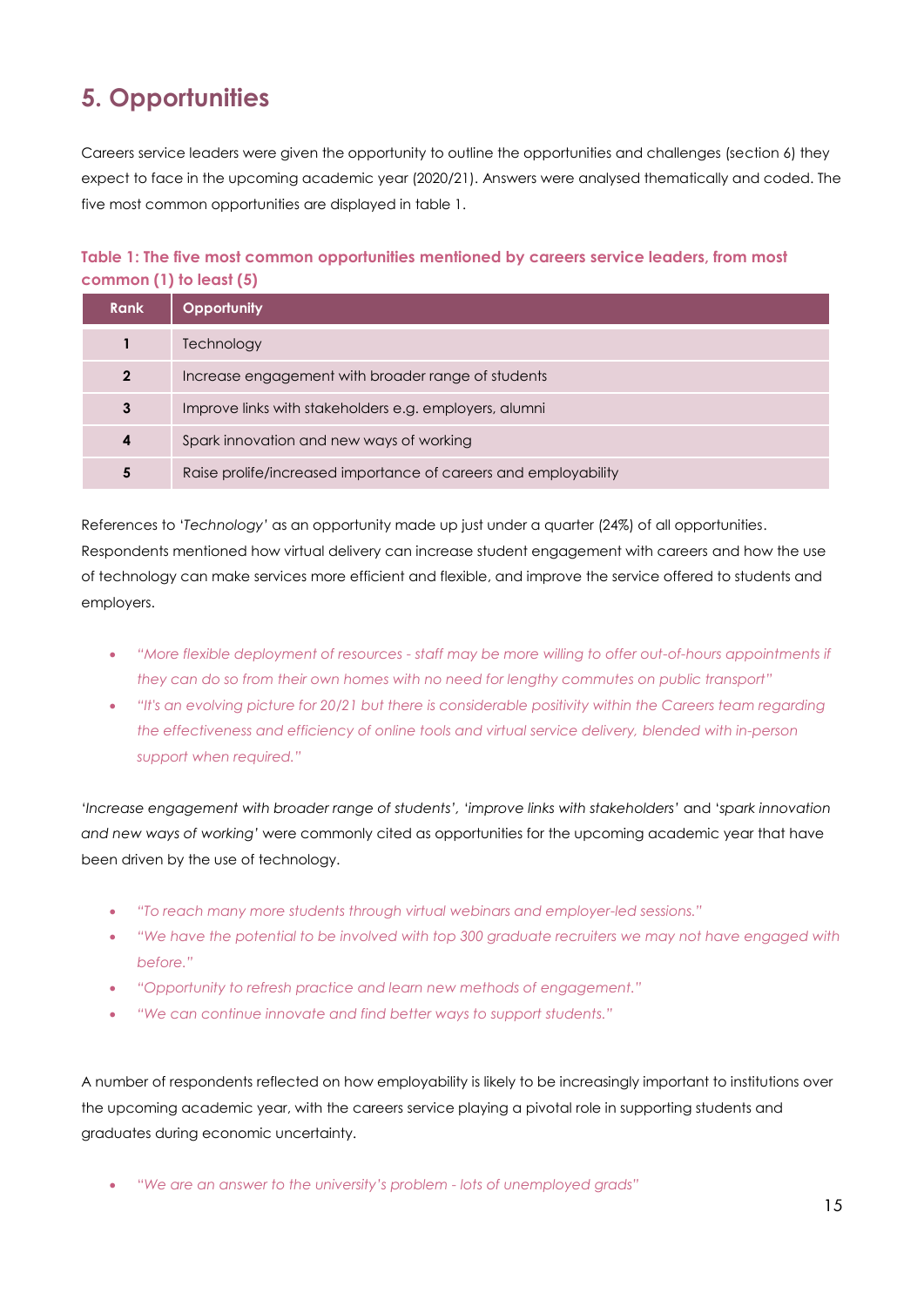## 5. Opportunities

Careers service leaders were given the opportunity to outline the opportunities and challenges (section 6) they expect to face in the upcoming academic year (2020/21). Answers were analysed thematically and coded. The five most common opportunities are displayed in table 1.

**Table 1: The five most common opportunities mentioned by careers service leaders, from most common (1) to least (5)**

| Rank | Opportunity |
|---|---|
| **1** | Technology |
| **2** | Increase engagement with broader range of students |
| **3** | Improve links with stakeholders e.g. employers, alumni |
| **4** | Spark innovation and new ways of working |
| **5** | Raise prolife/increased importance of careers and employability |

References to '*Technology*' as an opportunity made up just under a quarter (24%) of all opportunities. Respondents mentioned how virtual delivery can increase student engagement with careers and how the use of technology can make services more efficient and flexible, and improve the service offered to students and employers.

- *"More flexible deployment of resources - staff may be more willing to offer out-of-hours appointments if they can do so from their own homes with no need for lengthy commutes on public transport"*
- *"It's an evolving picture for 20/21 but there is considerable positivity within the Careers team regarding the effectiveness and efficiency of online tools and virtual service delivery, blended with in-person support when required."*

*'Increase engagement with broader range of students', 'improve links with stakeholders'* and *'spark innovation and new ways of working'* were commonly cited as opportunities for the upcoming academic year that have been driven by the use of technology.

- *"To reach many more students through virtual webinars and employer-led sessions."*
- *"We have the potential to be involved with top 300 graduate recruiters we may not have engaged with before."*
- *"Opportunity to refresh practice and learn new methods of engagement."*
- *"We can continue innovate and find better ways to support students."*

A number of respondents reflected on how employability is likely to be increasingly important to institutions over the upcoming academic year, with the careers service playing a pivotal role in supporting students and graduates during economic uncertainty.

- *"We are an answer to the university's problem - lots of unemployed grads"*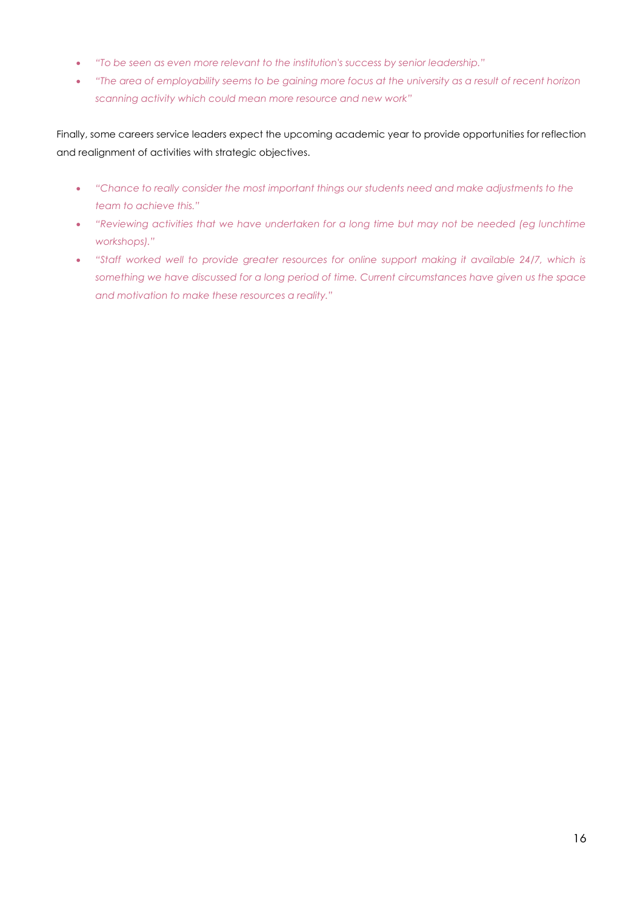- *"To be seen as even more relevant to the institution's success by senior leadership."*
- *"The area of employability seems to be gaining more focus at the university as a result of recent horizon scanning activity which could mean more resource and new work"*

Finally, some careers service leaders expect the upcoming academic year to provide opportunities for reflection and realignment of activities with strategic objectives.

- *"Chance to really consider the most important things our students need and make adjustments to the team to achieve this."*
- *"Reviewing activities that we have undertaken for a long time but may not be needed (eg lunchtime workshops)."*
- *"Staff worked well to provide greater resources for online support making it available 24/7, which is something we have discussed for a long period of time. Current circumstances have given us the space and motivation to make these resources a reality."*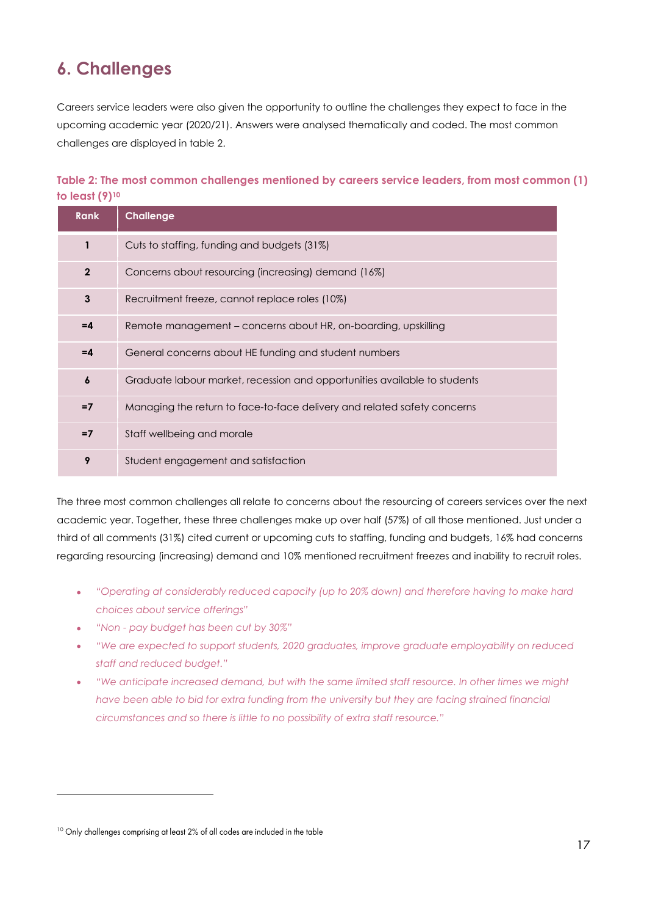## 6. Challenges

Careers service leaders were also given the opportunity to outline the challenges they expect to face in the upcoming academic year (2020/21). Answers were analysed thematically and coded. The most common challenges are displayed in table 2.

**Table 2: The most common challenges mentioned by careers service leaders, from most common (1) to least (9)[10]**

| Rank | Challenge |
|---|---|
| 1 | Cuts to staffing, funding and budgets (31%) |
| 2 | Concerns about resourcing (increasing) demand (16%) |
| 3 | Recruitment freeze, cannot replace roles (10%) |
| =4 | Remote management – concerns about HR, on-boarding, upskilling |
| =4 | General concerns about HE funding and student numbers |
| 6 | Graduate labour market, recession and opportunities available to students |
| =7 | Managing the return to face-to-face delivery and related safety concerns |
| =7 | Staff wellbeing and morale |
| 9 | Student engagement and satisfaction |

The three most common challenges all relate to concerns about the resourcing of careers services over the next academic year. Together, these three challenges make up over half (57%) of all those mentioned. Just under a third of all comments (31%) cited current or upcoming cuts to staffing, funding and budgets, 16% had concerns regarding resourcing (increasing) demand and 10% mentioned recruitment freezes and inability to recruit roles.

- *"Operating at considerably reduced capacity (up to 20% down) and therefore having to make hard choices about service offerings"*
- *"Non - pay budget has been cut by 30%"*
- *"We are expected to support students, 2020 graduates, improve graduate employability on reduced staff and reduced budget."*
- *"We anticipate increased demand, but with the same limited staff resource. In other times we might have been able to bid for extra funding from the university but they are facing strained financial circumstances and so there is little to no possibility of extra staff resource."*

---

[10] Only challenges comprising at least 2% of all codes are included in the table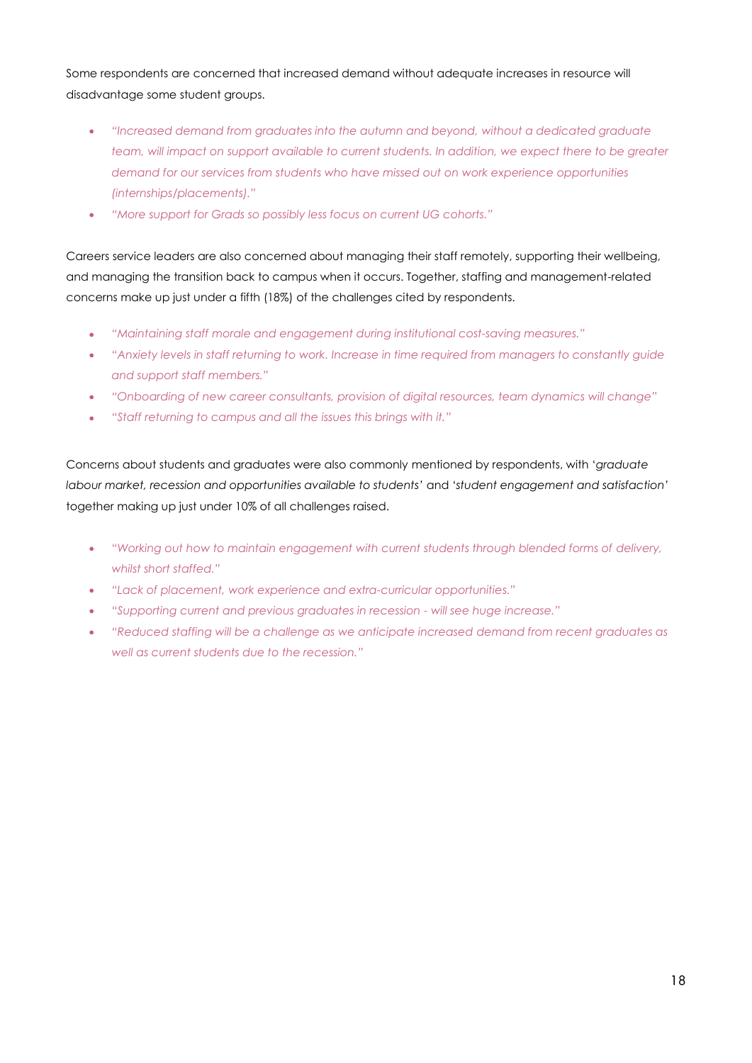Some respondents are concerned that increased demand without adequate increases in resource will disadvantage some student groups.

- *"Increased demand from graduates into the autumn and beyond, without a dedicated graduate team, will impact on support available to current students. In addition, we expect there to be greater demand for our services from students who have missed out on work experience opportunities (internships/placements)."*
- *"More support for Grads so possibly less focus on current UG cohorts."*

Careers service leaders are also concerned about managing their staff remotely, supporting their wellbeing, and managing the transition back to campus when it occurs. Together, staffing and management-related concerns make up just under a fifth (18%) of the challenges cited by respondents.

- *"Maintaining staff morale and engagement during institutional cost-saving measures."*
- *"Anxiety levels in staff returning to work. Increase in time required from managers to constantly guide and support staff members."*
- *"Onboarding of new career consultants, provision of digital resources, team dynamics will change"*
- *"Staff returning to campus and all the issues this brings with it."*

Concerns about students and graduates were also commonly mentioned by respondents, with '*graduate labour market, recession and opportunities available to students*' and '*student engagement and satisfaction*' together making up just under 10% of all challenges raised.

- *"Working out how to maintain engagement with current students through blended forms of delivery, whilst short staffed."*
- *"Lack of placement, work experience and extra-curricular opportunities."*
- *"Supporting current and previous graduates in recession - will see huge increase."*
- *"Reduced staffing will be a challenge as we anticipate increased demand from recent graduates as well as current students due to the recession."*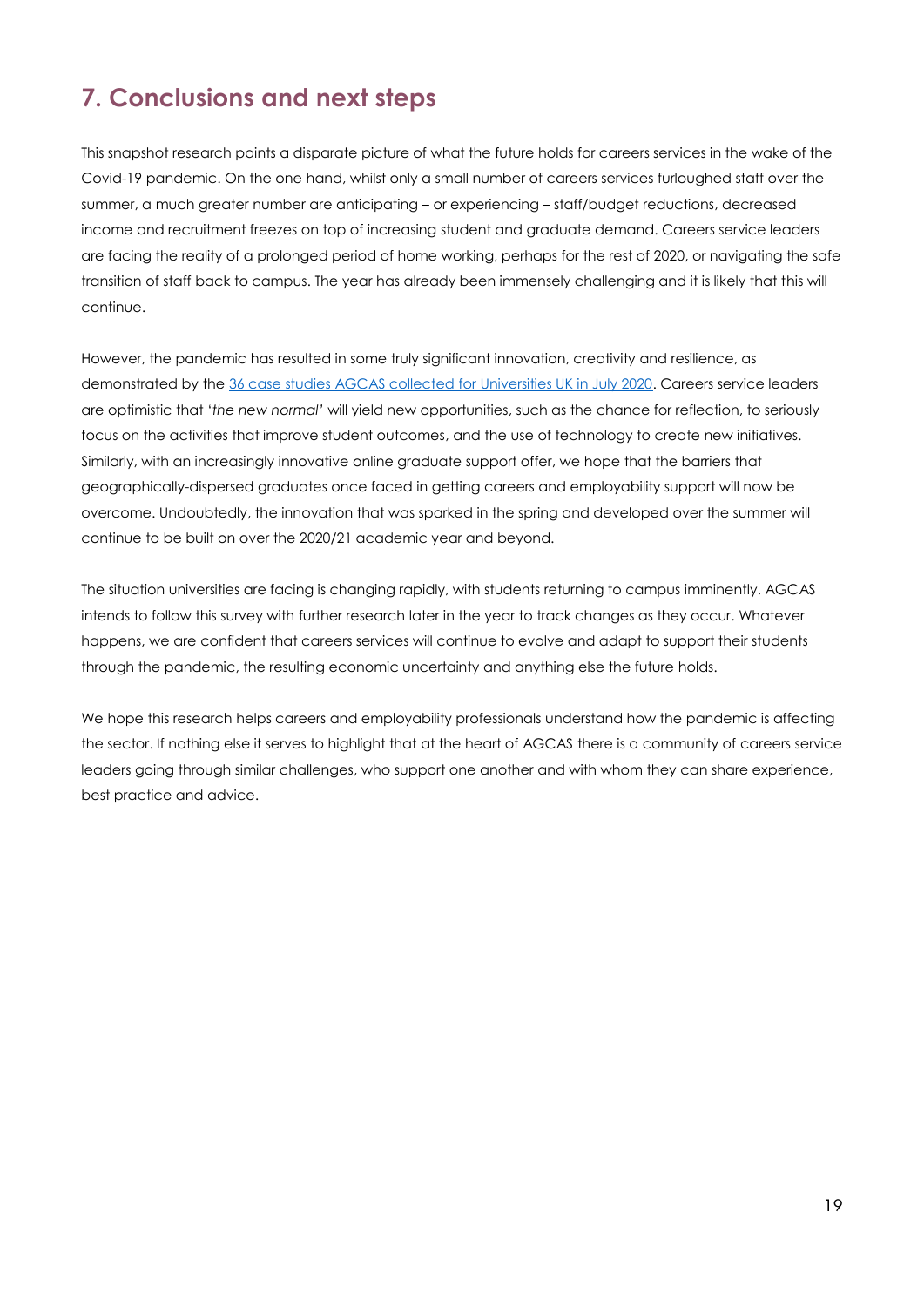## 7. Conclusions and next steps

This snapshot research paints a disparate picture of what the future holds for careers services in the wake of the Covid-19 pandemic. On the one hand, whilst only a small number of careers services furloughed staff over the summer, a much greater number are anticipating – or experiencing – staff/budget reductions, decreased income and recruitment freezes on top of increasing student and graduate demand. Careers service leaders are facing the reality of a prolonged period of home working, perhaps for the rest of 2020, or navigating the safe transition of staff back to campus. The year has already been immensely challenging and it is likely that this will continue.

However, the pandemic has resulted in some truly significant innovation, creativity and resilience, as demonstrated by the [36 case studies AGCAS collected for Universities UK in July 2020](). Careers service leaders are optimistic that '*the new normal*' will yield new opportunities, such as the chance for reflection, to seriously focus on the activities that improve student outcomes, and the use of technology to create new initiatives. Similarly, with an increasingly innovative online graduate support offer, we hope that the barriers that geographically-dispersed graduates once faced in getting careers and employability support will now be overcome. Undoubtedly, the innovation that was sparked in the spring and developed over the summer will continue to be built on over the 2020/21 academic year and beyond.

The situation universities are facing is changing rapidly, with students returning to campus imminently. AGCAS intends to follow this survey with further research later in the year to track changes as they occur. Whatever happens, we are confident that careers services will continue to evolve and adapt to support their students through the pandemic, the resulting economic uncertainty and anything else the future holds.

We hope this research helps careers and employability professionals understand how the pandemic is affecting the sector. If nothing else it serves to highlight that at the heart of AGCAS there is a community of careers service leaders going through similar challenges, who support one another and with whom they can share experience, best practice and advice.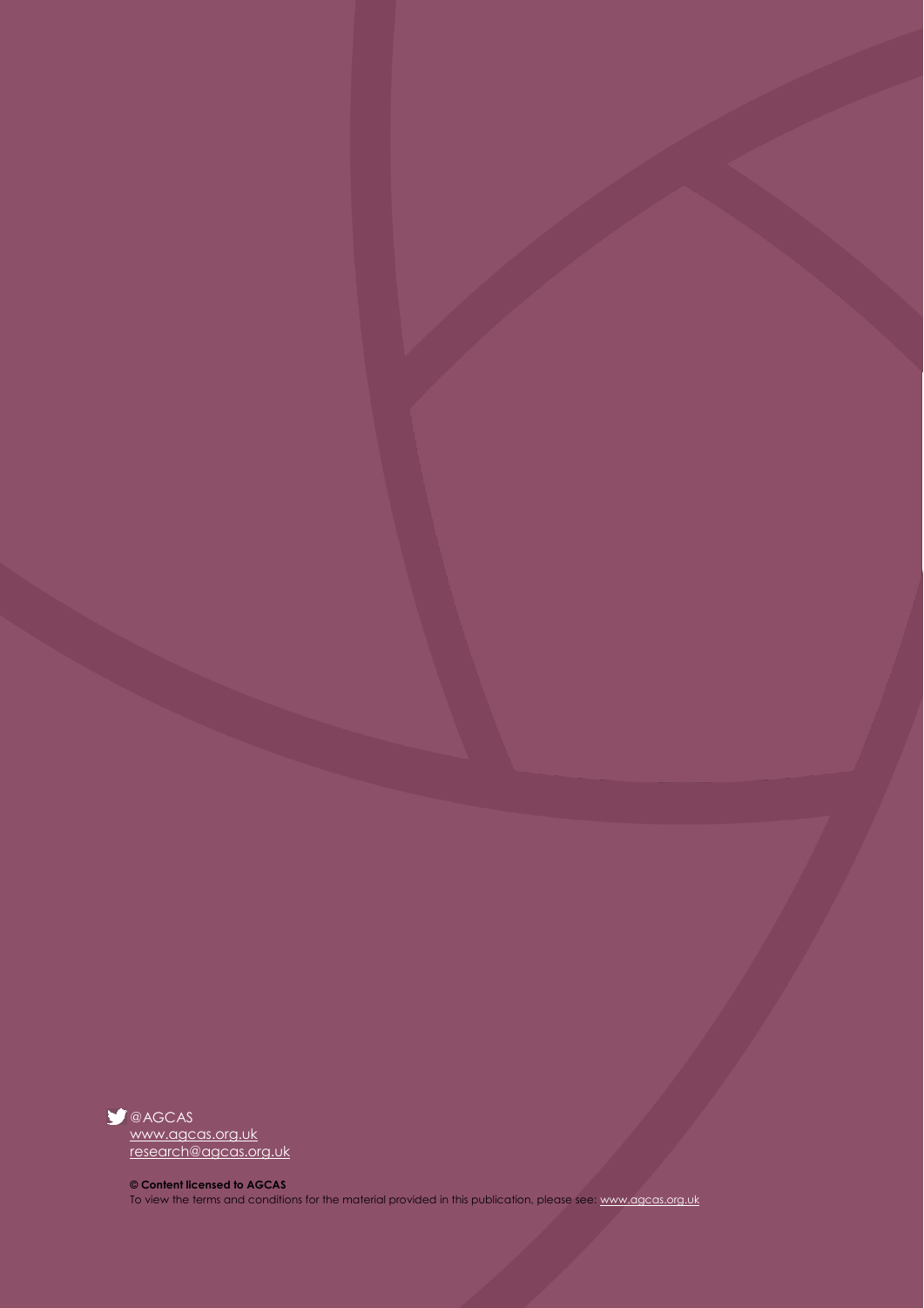@AGCAS
www.agcas.org.uk
research@agcas.org.uk

**© Content licensed to AGCAS**
To view the terms and conditions for the material provided in this publication, please see: www.agcas.org.uk